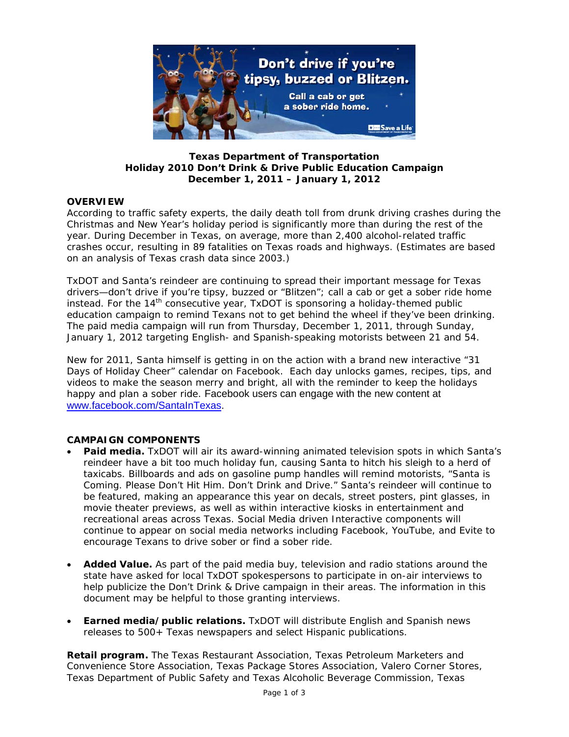**Texas Department of Transportation**
**Holiday 2010 Don't Drink & Drive Public Education Campaign**
**December 1, 2011 – January 1, 2012**

## OVERVIEW

According to traffic safety experts, the daily death toll from drunk driving crashes during the Christmas and New Year's holiday period is significantly more than during the rest of the year. During December in Texas, on average, more than 2,400 alcohol-related traffic crashes occur, resulting in 89 fatalities on Texas roads and highways. (Estimates are based on an analysis of Texas crash data since 2003.)

TxDOT and Santa's reindeer are continuing to spread their important message for Texas drivers—don't drive if you're tipsy, buzzed or "Blitzen"; call a cab or get a sober ride home instead. For the 14th consecutive year, TxDOT is sponsoring a holiday-themed public education campaign to remind Texans not to get behind the wheel if they've been drinking. The paid media campaign will run from Thursday, December 1, 2011, through Sunday, January 1, 2012 targeting English- and Spanish-speaking motorists between 21 and 54.

New for 2011, Santa himself is getting in on the action with a brand new interactive "31 Days of Holiday Cheer" calendar on Facebook. Each day unlocks games, recipes, tips, and videos to make the season merry and bright, all with the reminder to keep the holidays happy and plan a sober ride. Facebook users can engage with the new content at www.facebook.com/SantaInTexas.

## CAMPAIGN COMPONENTS

- **Paid media.** TxDOT will air its award-winning animated television spots in which Santa's reindeer have a bit too much holiday fun, causing Santa to hitch his sleigh to a herd of taxicabs. Billboards and ads on gasoline pump handles will remind motorists, "Santa is Coming. Please Don't Hit Him. Don't Drink and Drive." Santa's reindeer will continue to be featured, making an appearance this year on decals, street posters, pint glasses, in movie theater previews, as well as within interactive kiosks in entertainment and recreational areas across Texas. Social Media driven Interactive components will continue to appear on social media networks including Facebook, YouTube, and Evite to encourage Texans to drive sober or find a sober ride.

- **Added Value.** As part of the paid media buy, television and radio stations around the state have asked for local TxDOT spokespersons to participate in on-air interviews to help publicize the Don't Drink & Drive campaign in their areas. The information in this document may be helpful to those granting interviews.

- **Earned media/public relations.** TxDOT will distribute English and Spanish news releases to 500+ Texas newspapers and select Hispanic publications.

**Retail program.** The Texas Restaurant Association, Texas Petroleum Marketers and Convenience Store Association, Texas Package Stores Association, Valero Corner Stores, Texas Department of Public Safety and Texas Alcoholic Beverage Commission, Texas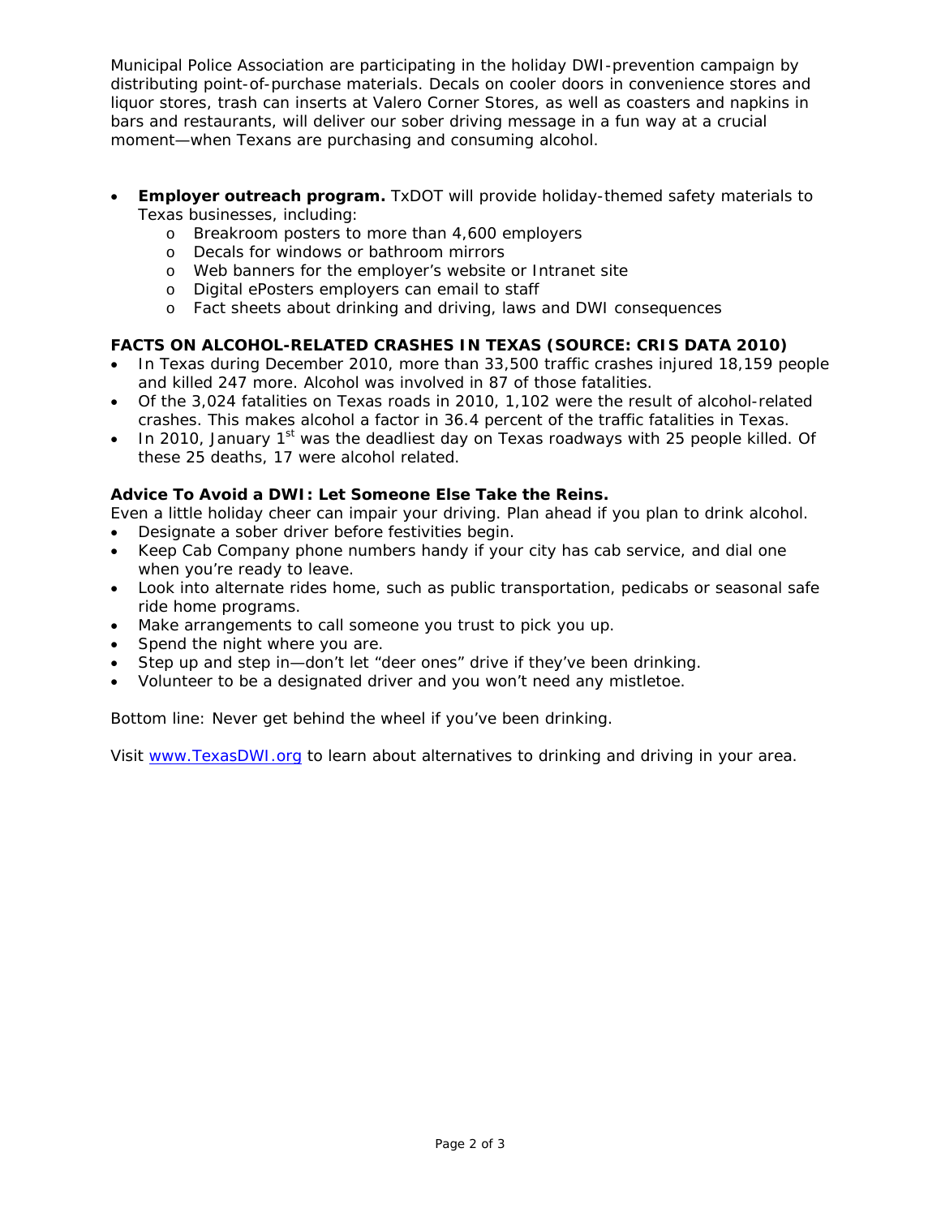Municipal Police Association are participating in the holiday DWI-prevention campaign by distributing point-of-purchase materials. Decals on cooler doors in convenience stores and liquor stores, trash can inserts at Valero Corner Stores, as well as coasters and napkins in bars and restaurants, will deliver our sober driving message in a fun way at a crucial moment—when Texans are purchasing and consuming alcohol.

- **Employer outreach program.** TxDOT will provide holiday-themed safety materials to Texas businesses, including:
  - Breakroom posters to more than 4,600 employers
  - Decals for windows or bathroom mirrors
  - Web banners for the employer's website or Intranet site
  - Digital ePosters employers can email to staff
  - Fact sheets about drinking and driving, laws and DWI consequences

**FACTS ON ALCOHOL-RELATED CRASHES IN TEXAS (SOURCE: CRIS DATA 2010)**

- In Texas during December 2010, more than 33,500 traffic crashes injured 18,159 people and killed 247 more. Alcohol was involved in 87 of those fatalities.
- Of the 3,024 fatalities on Texas roads in 2010, 1,102 were the result of alcohol-related crashes. This makes alcohol a factor in 36.4 percent of the traffic fatalities in Texas.
- In 2010, January 1st was the deadliest day on Texas roadways with 25 people killed. Of these 25 deaths, 17 were alcohol related.

**Advice To Avoid a DWI: Let Someone Else Take the Reins.**

Even a little holiday cheer can impair your driving. Plan ahead if you plan to drink alcohol.

- Designate a sober driver before festivities begin.
- Keep Cab Company phone numbers handy if your city has cab service, and dial one when you're ready to leave.
- Look into alternate rides home, such as public transportation, pedicabs or seasonal safe ride home programs.
- Make arrangements to call someone you trust to pick you up.
- Spend the night where you are.
- Step up and step in—don't let "deer ones" drive if they've been drinking.
- Volunteer to be a designated driver and you won't need any mistletoe.

Bottom line: Never get behind the wheel if you've been drinking.

Visit www.TexasDWI.org to learn about alternatives to drinking and driving in your area.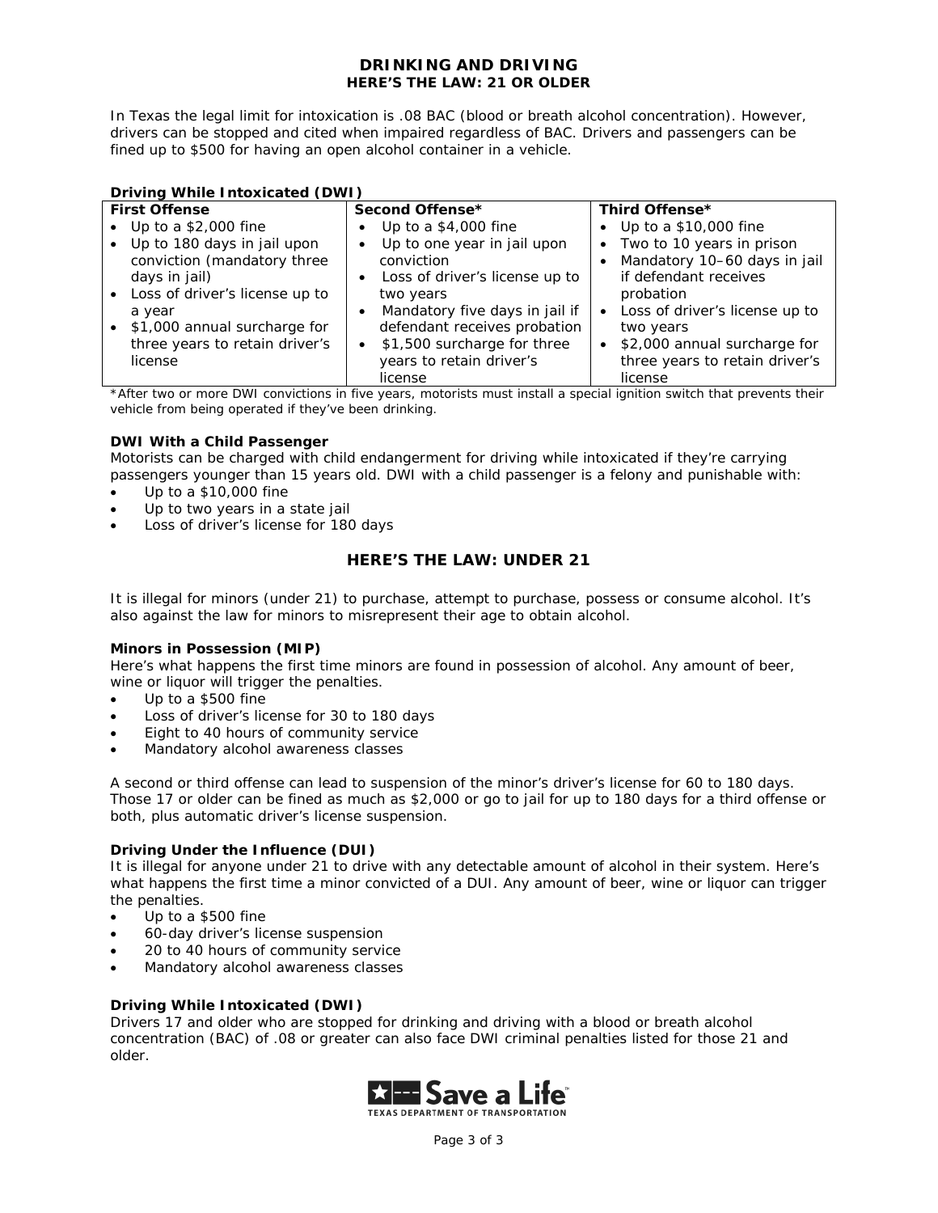# DRINKING AND DRIVING
## HERE'S THE LAW: 21 OR OLDER

In Texas the legal limit for intoxication is .08 BAC (blood or breath alcohol concentration). However, drivers can be stopped and cited when impaired regardless of BAC. Drivers and passengers can be fined up to $500 for having an open alcohol container in a vehicle.

### Driving While Intoxicated (DWI)

| First Offense | Second Offense* | Third Offense* |
|---|---|---|
| • Up to a $2,000 fine<br>• Up to 180 days in jail upon conviction (mandatory three days in jail)<br>• Loss of driver's license up to a year<br>• $1,000 annual surcharge for three years to retain driver's license | • Up to a $4,000 fine<br>• Up to one year in jail upon conviction<br>• Loss of driver's license up to two years<br>• Mandatory five days in jail if defendant receives probation<br>• $1,500 surcharge for three years to retain driver's license | • Up to a $10,000 fine<br>• Two to 10 years in prison<br>• Mandatory 10–60 days in jail if defendant receives probation<br>• Loss of driver's license up to two years<br>• $2,000 annual surcharge for three years to retain driver's license |

*After two or more DWI convictions in five years, motorists must install a special ignition switch that prevents their vehicle from being operated if they've been drinking.

### DWI With a Child Passenger

Motorists can be charged with child endangerment for driving while intoxicated if they're carrying passengers younger than 15 years old. DWI with a child passenger is a felony and punishable with:

- Up to a $10,000 fine
- Up to two years in a state jail
- Loss of driver's license for 180 days

## HERE'S THE LAW: UNDER 21

It is illegal for minors (under 21) to purchase, attempt to purchase, possess or consume alcohol. It's also against the law for minors to misrepresent their age to obtain alcohol.

### Minors in Possession (MIP)

Here's what happens the first time minors are found in possession of alcohol. Any amount of beer, wine or liquor will trigger the penalties.

- Up to a $500 fine
- Loss of driver's license for 30 to 180 days
- Eight to 40 hours of community service
- Mandatory alcohol awareness classes

A second or third offense can lead to suspension of the minor's driver's license for 60 to 180 days. Those 17 or older can be fined as much as $2,000 or go to jail for up to 180 days for a third offense or both, plus automatic driver's license suspension.

### Driving Under the Influence (DUI)

It is illegal for anyone under 21 to drive with any detectable amount of alcohol in their system. Here's what happens the first time a minor convicted of a DUI. Any amount of beer, wine or liquor can trigger the penalties.

- Up to a $500 fine
- 60-day driver's license suspension
- 20 to 40 hours of community service
- Mandatory alcohol awareness classes

### Driving While Intoxicated (DWI)

Drivers 17 and older who are stopped for drinking and driving with a blood or breath alcohol concentration (BAC) of .08 or greater can also face DWI criminal penalties listed for those 21 and older.

Save a Life
TEXAS DEPARTMENT OF TRANSPORTATION